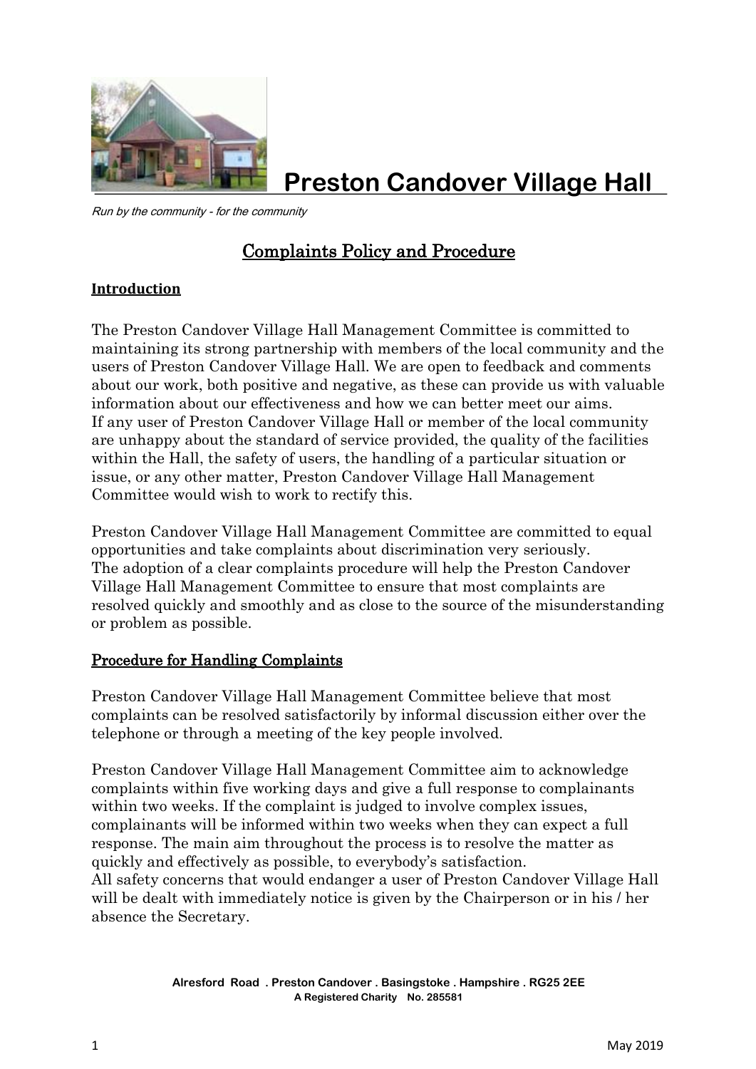# Preston Candover Village Hall

*Run by the community - for the community*

## Complaints Policy and Procedure

### Introduction

The Preston Candover Village Hall Management Committee is committed to maintaining its strong partnership with members of the local community and the users of Preston Candover Village Hall. We are open to feedback and comments about our work, both positive and negative, as these can provide us with valuable information about our effectiveness and how we can better meet our aims.
If any user of Preston Candover Village Hall or member of the local community are unhappy about the standard of service provided, the quality of the facilities within the Hall, the safety of users, the handling of a particular situation or issue, or any other matter, Preston Candover Village Hall Management Committee would wish to work to rectify this.

Preston Candover Village Hall Management Committee are committed to equal opportunities and take complaints about discrimination very seriously.
The adoption of a clear complaints procedure will help the Preston Candover Village Hall Management Committee to ensure that most complaints are resolved quickly and smoothly and as close to the source of the misunderstanding or problem as possible.

### Procedure for Handling Complaints

Preston Candover Village Hall Management Committee believe that most complaints can be resolved satisfactorily by informal discussion either over the telephone or through a meeting of the key people involved.

Preston Candover Village Hall Management Committee aim to acknowledge complaints within five working days and give a full response to complainants within two weeks. If the complaint is judged to involve complex issues, complainants will be informed within two weeks when they can expect a full response. The main aim throughout the process is to resolve the matter as quickly and effectively as possible, to everybody's satisfaction.
All safety concerns that would endanger a user of Preston Candover Village Hall will be dealt with immediately notice is given by the Chairperson or in his / her absence the Secretary.

**Alresford Road . Preston Candover . Basingstoke . Hampshire . RG25 2EE**
**A Registered Charity No. 285581**

May 2019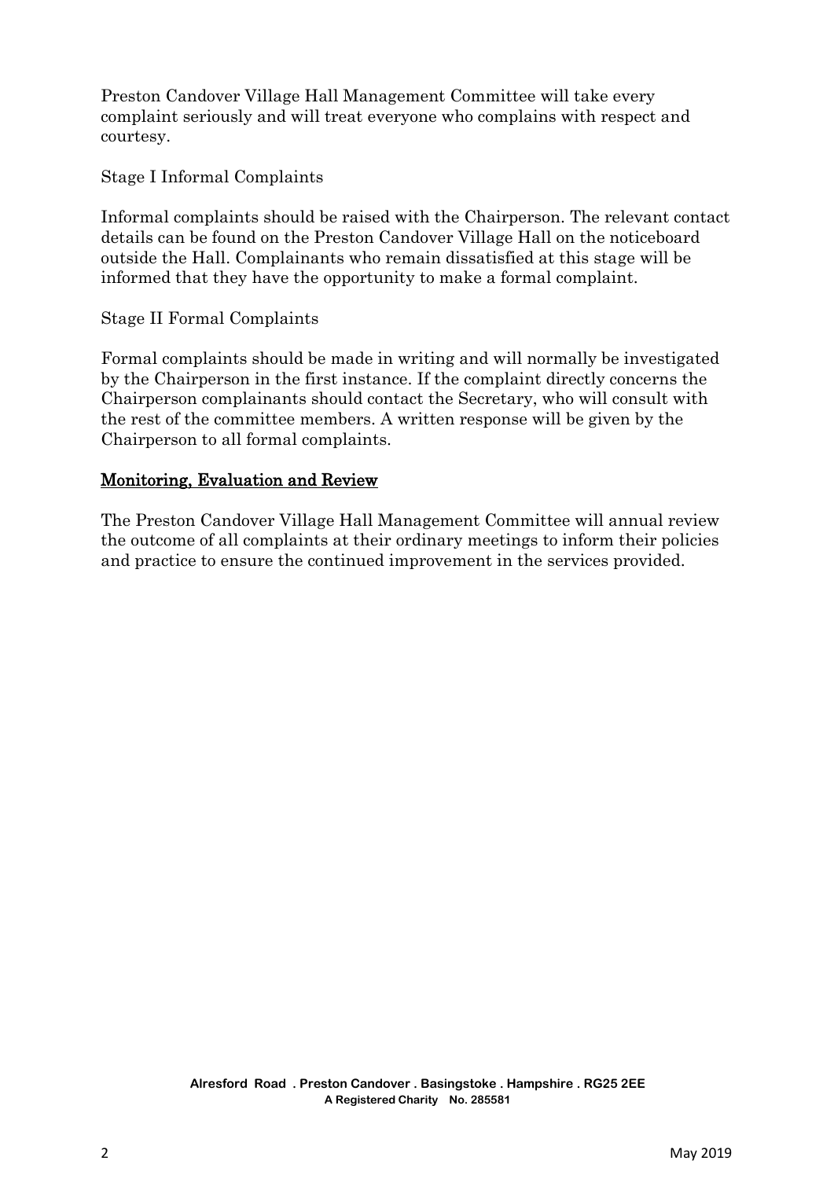Preston Candover Village Hall Management Committee will take every complaint seriously and will treat everyone who complains with respect and courtesy.

Stage I Informal Complaints

Informal complaints should be raised with the Chairperson. The relevant contact details can be found on the Preston Candover Village Hall on the noticeboard outside the Hall. Complainants who remain dissatisfied at this stage will be informed that they have the opportunity to make a formal complaint.

Stage II Formal Complaints

Formal complaints should be made in writing and will normally be investigated by the Chairperson in the first instance. If the complaint directly concerns the Chairperson complainants should contact the Secretary, who will consult with the rest of the committee members. A written response will be given by the Chairperson to all formal complaints.

## Monitoring, Evaluation and Review

The Preston Candover Village Hall Management Committee will annual review the outcome of all complaints at their ordinary meetings to inform their policies and practice to ensure the continued improvement in the services provided.